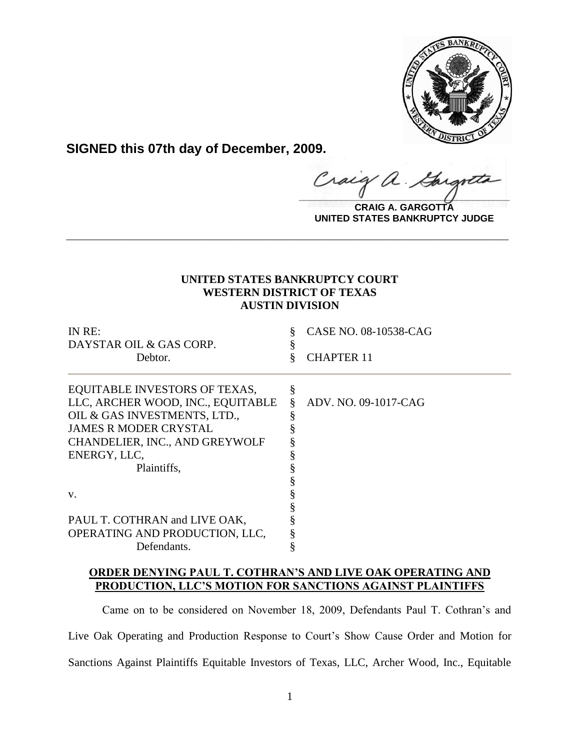**SIGNED this 07th day of December, 2009.**

**CRAIG A. GARGOTTA**
**UNITED STATES BANKRUPTCY JUDGE**

---

**UNITED STATES BANKRUPTCY COURT**
**WESTERN DISTRICT OF TEXAS**
**AUSTIN DIVISION**

| | | |
|---|---|---|
| IN RE:<br>DAYSTAR OIL & GAS CORP.<br>Debtor. | §<br>§<br>§ | CASE NO. 08-10538-CAG<br><br>CHAPTER 11 |

| | | |
|---|---|---|
| EQUITABLE INVESTORS OF TEXAS, LLC, ARCHER WOOD, INC., EQUITABLE OIL & GAS INVESTMENTS, LTD., JAMES R MODER CRYSTAL CHANDELIER, INC., AND GREYWOLF ENERGY, LLC,<br>Plaintiffs,<br><br>v.<br><br>PAUL T. COTHRAN and LIVE OAK, OPERATING AND PRODUCTION, LLC,<br>Defendants. | §<br>§<br>§<br>§<br>§<br>§<br>§<br>§<br>§<br>§<br>§<br>§<br>§ | ADV. NO. 09-1017-CAG |

**ORDER DENYING PAUL T. COTHRAN'S AND LIVE OAK OPERATING AND PRODUCTION, LLC'S MOTION FOR SANCTIONS AGAINST PLAINTIFFS**

Came on to be considered on November 18, 2009, Defendants Paul T. Cothran's and Live Oak Operating and Production Response to Court's Show Cause Order and Motion for Sanctions Against Plaintiffs Equitable Investors of Texas, LLC, Archer Wood, Inc., Equitable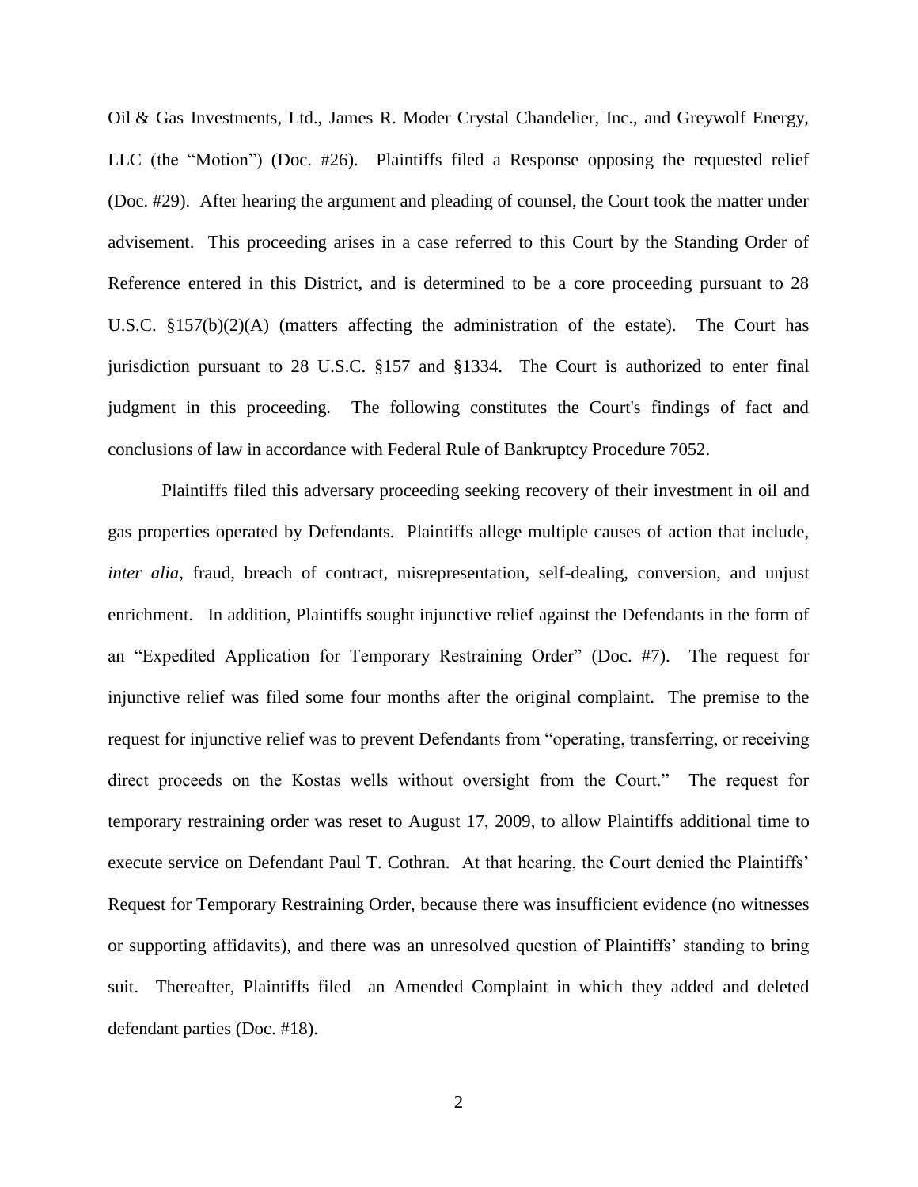Oil & Gas Investments, Ltd., James R. Moder Crystal Chandelier, Inc., and Greywolf Energy, LLC (the "Motion") (Doc. #26). Plaintiffs filed a Response opposing the requested relief (Doc. #29). After hearing the argument and pleading of counsel, the Court took the matter under advisement. This proceeding arises in a case referred to this Court by the Standing Order of Reference entered in this District, and is determined to be a core proceeding pursuant to 28 U.S.C. §157(b)(2)(A) (matters affecting the administration of the estate). The Court has jurisdiction pursuant to 28 U.S.C. §157 and §1334. The Court is authorized to enter final judgment in this proceeding. The following constitutes the Court's findings of fact and conclusions of law in accordance with Federal Rule of Bankruptcy Procedure 7052.

Plaintiffs filed this adversary proceeding seeking recovery of their investment in oil and gas properties operated by Defendants. Plaintiffs allege multiple causes of action that include, *inter alia*, fraud, breach of contract, misrepresentation, self-dealing, conversion, and unjust enrichment. In addition, Plaintiffs sought injunctive relief against the Defendants in the form of an "Expedited Application for Temporary Restraining Order" (Doc. #7). The request for injunctive relief was filed some four months after the original complaint. The premise to the request for injunctive relief was to prevent Defendants from "operating, transferring, or receiving direct proceeds on the Kostas wells without oversight from the Court." The request for temporary restraining order was reset to August 17, 2009, to allow Plaintiffs additional time to execute service on Defendant Paul T. Cothran. At that hearing, the Court denied the Plaintiffs' Request for Temporary Restraining Order, because there was insufficient evidence (no witnesses or supporting affidavits), and there was an unresolved question of Plaintiffs' standing to bring suit. Thereafter, Plaintiffs filed an Amended Complaint in which they added and deleted defendant parties (Doc. #18).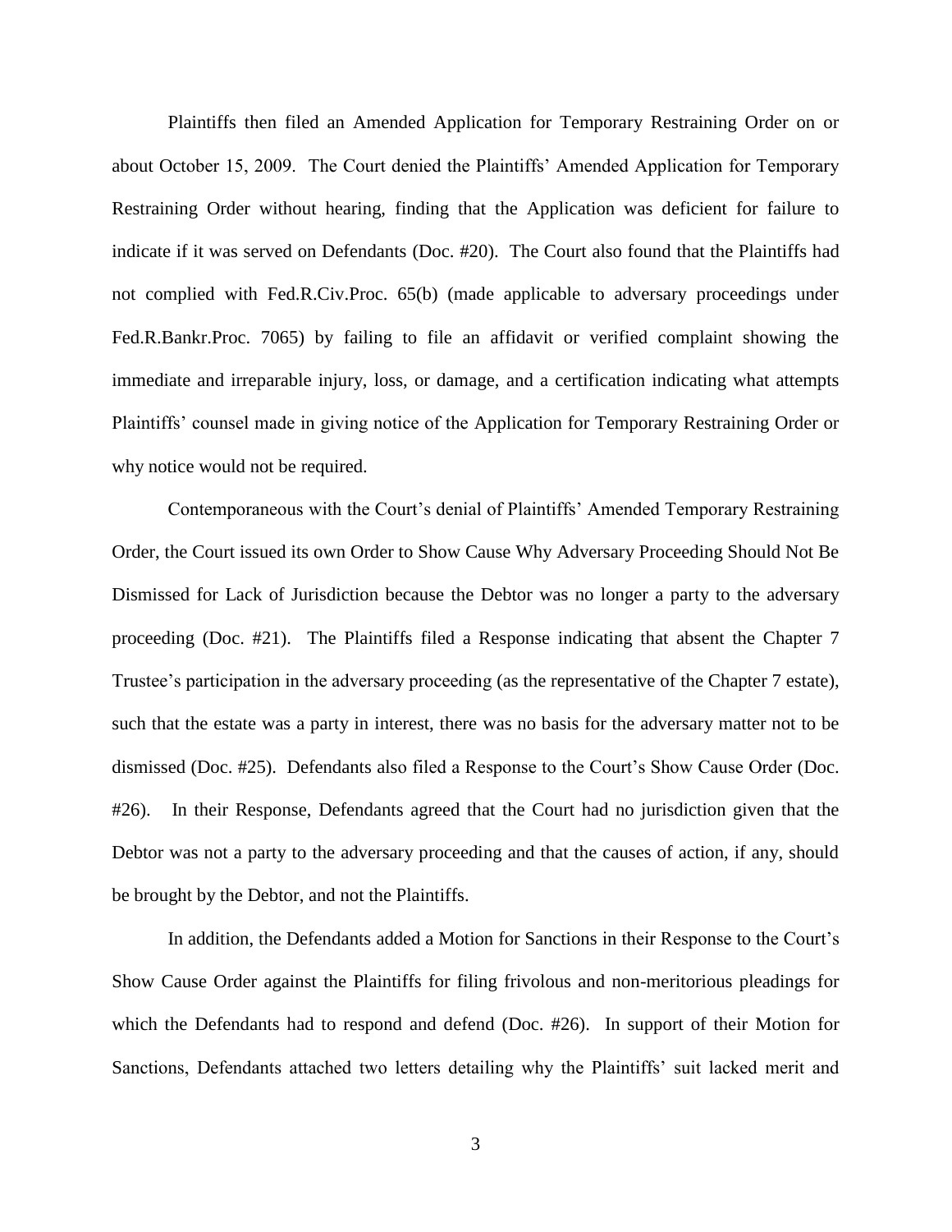Plaintiffs then filed an Amended Application for Temporary Restraining Order on or about October 15, 2009. The Court denied the Plaintiffs' Amended Application for Temporary Restraining Order without hearing, finding that the Application was deficient for failure to indicate if it was served on Defendants (Doc. #20). The Court also found that the Plaintiffs had not complied with Fed.R.Civ.Proc. 65(b) (made applicable to adversary proceedings under Fed.R.Bankr.Proc. 7065) by failing to file an affidavit or verified complaint showing the immediate and irreparable injury, loss, or damage, and a certification indicating what attempts Plaintiffs' counsel made in giving notice of the Application for Temporary Restraining Order or why notice would not be required.

Contemporaneous with the Court's denial of Plaintiffs' Amended Temporary Restraining Order, the Court issued its own Order to Show Cause Why Adversary Proceeding Should Not Be Dismissed for Lack of Jurisdiction because the Debtor was no longer a party to the adversary proceeding (Doc. #21). The Plaintiffs filed a Response indicating that absent the Chapter 7 Trustee's participation in the adversary proceeding (as the representative of the Chapter 7 estate), such that the estate was a party in interest, there was no basis for the adversary matter not to be dismissed (Doc. #25). Defendants also filed a Response to the Court's Show Cause Order (Doc. #26). In their Response, Defendants agreed that the Court had no jurisdiction given that the Debtor was not a party to the adversary proceeding and that the causes of action, if any, should be brought by the Debtor, and not the Plaintiffs.

In addition, the Defendants added a Motion for Sanctions in their Response to the Court's Show Cause Order against the Plaintiffs for filing frivolous and non-meritorious pleadings for which the Defendants had to respond and defend (Doc. #26). In support of their Motion for Sanctions, Defendants attached two letters detailing why the Plaintiffs' suit lacked merit and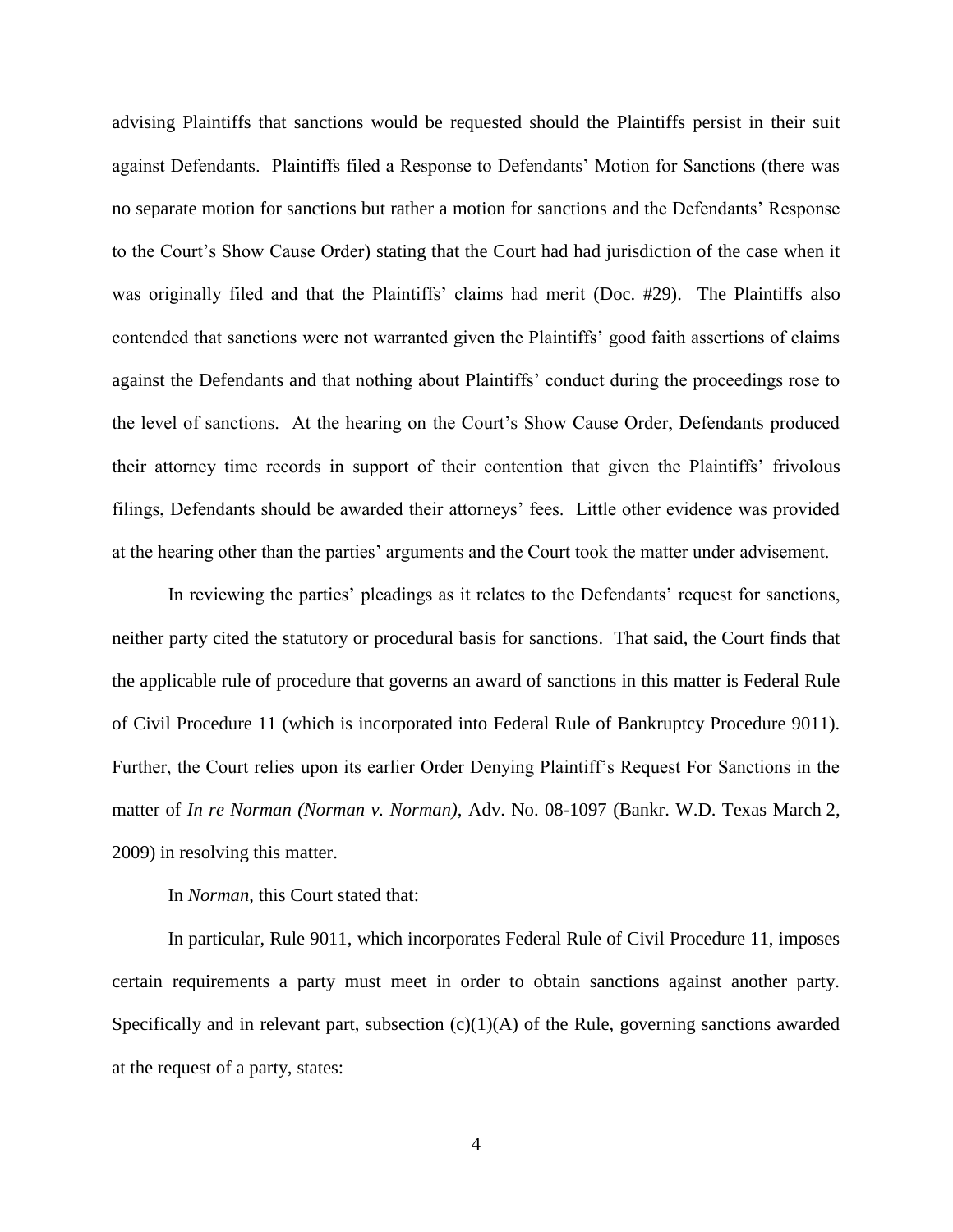advising Plaintiffs that sanctions would be requested should the Plaintiffs persist in their suit against Defendants. Plaintiffs filed a Response to Defendants' Motion for Sanctions (there was no separate motion for sanctions but rather a motion for sanctions and the Defendants' Response to the Court's Show Cause Order) stating that the Court had had jurisdiction of the case when it was originally filed and that the Plaintiffs' claims had merit (Doc. #29). The Plaintiffs also contended that sanctions were not warranted given the Plaintiffs' good faith assertions of claims against the Defendants and that nothing about Plaintiffs' conduct during the proceedings rose to the level of sanctions. At the hearing on the Court's Show Cause Order, Defendants produced their attorney time records in support of their contention that given the Plaintiffs' frivolous filings, Defendants should be awarded their attorneys' fees. Little other evidence was provided at the hearing other than the parties' arguments and the Court took the matter under advisement.

In reviewing the parties' pleadings as it relates to the Defendants' request for sanctions, neither party cited the statutory or procedural basis for sanctions. That said, the Court finds that the applicable rule of procedure that governs an award of sanctions in this matter is Federal Rule of Civil Procedure 11 (which is incorporated into Federal Rule of Bankruptcy Procedure 9011). Further, the Court relies upon its earlier Order Denying Plaintiff's Request For Sanctions in the matter of *In re Norman (Norman v. Norman)*, Adv. No. 08-1097 (Bankr. W.D. Texas March 2, 2009) in resolving this matter.

In *Norman*, this Court stated that:

In particular, Rule 9011, which incorporates Federal Rule of Civil Procedure 11, imposes certain requirements a party must meet in order to obtain sanctions against another party. Specifically and in relevant part, subsection (c)(1)(A) of the Rule, governing sanctions awarded at the request of a party, states: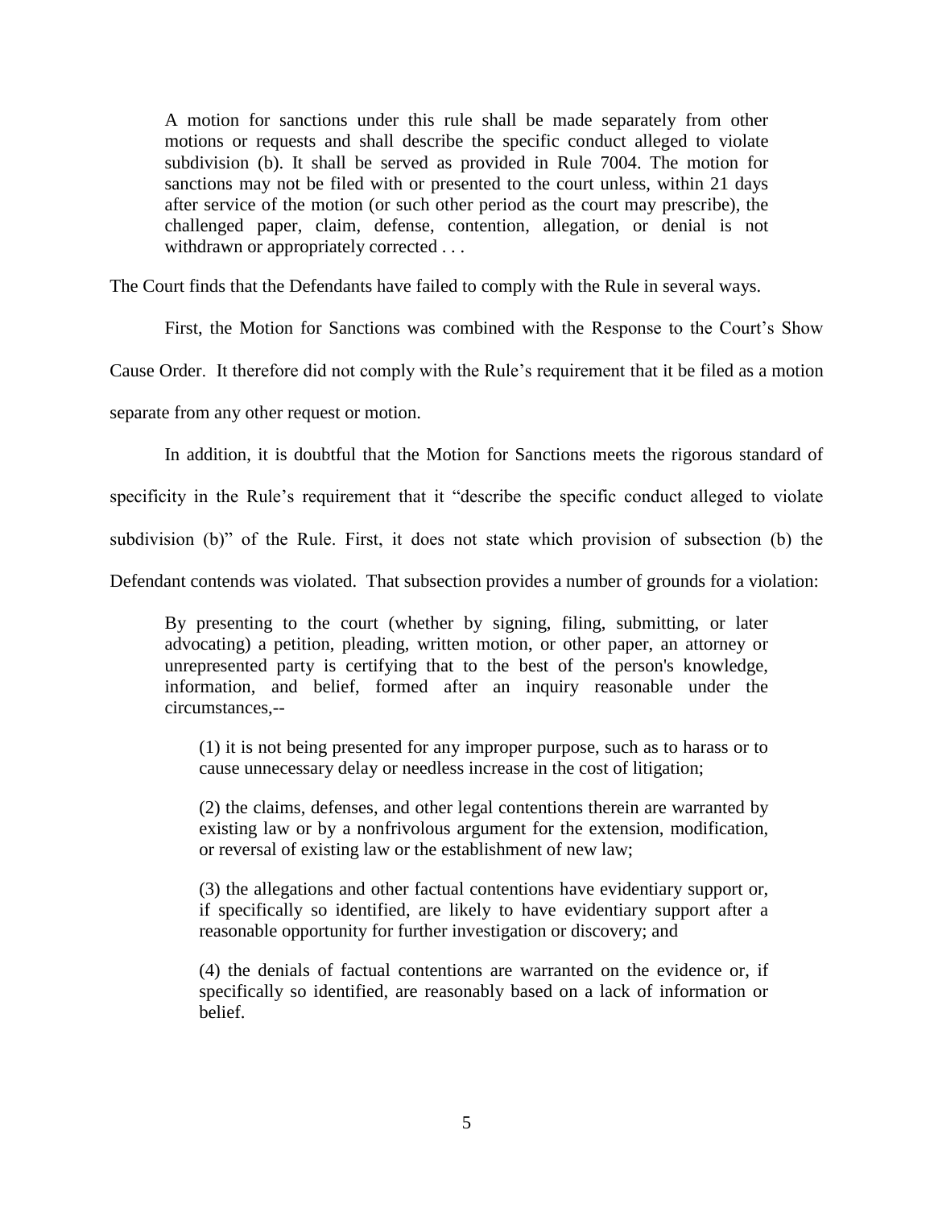> A motion for sanctions under this rule shall be made separately from other motions or requests and shall describe the specific conduct alleged to violate subdivision (b). It shall be served as provided in Rule 7004. The motion for sanctions may not be filed with or presented to the court unless, within 21 days after service of the motion (or such other period as the court may prescribe), the challenged paper, claim, defense, contention, allegation, or denial is not withdrawn or appropriately corrected . . .

The Court finds that the Defendants have failed to comply with the Rule in several ways.

First, the Motion for Sanctions was combined with the Response to the Court's Show Cause Order. It therefore did not comply with the Rule's requirement that it be filed as a motion separate from any other request or motion.

In addition, it is doubtful that the Motion for Sanctions meets the rigorous standard of specificity in the Rule's requirement that it "describe the specific conduct alleged to violate subdivision (b)" of the Rule. First, it does not state which provision of subsection (b) the Defendant contends was violated. That subsection provides a number of grounds for a violation:

> By presenting to the court (whether by signing, filing, submitting, or later advocating) a petition, pleading, written motion, or other paper, an attorney or unrepresented party is certifying that to the best of the person's knowledge, information, and belief, formed after an inquiry reasonable under the circumstances,--
>
> (1) it is not being presented for any improper purpose, such as to harass or to cause unnecessary delay or needless increase in the cost of litigation;
>
> (2) the claims, defenses, and other legal contentions therein are warranted by existing law or by a nonfrivolous argument for the extension, modification, or reversal of existing law or the establishment of new law;
>
> (3) the allegations and other factual contentions have evidentiary support or, if specifically so identified, are likely to have evidentiary support after a reasonable opportunity for further investigation or discovery; and
>
> (4) the denials of factual contentions are warranted on the evidence or, if specifically so identified, are reasonably based on a lack of information or belief.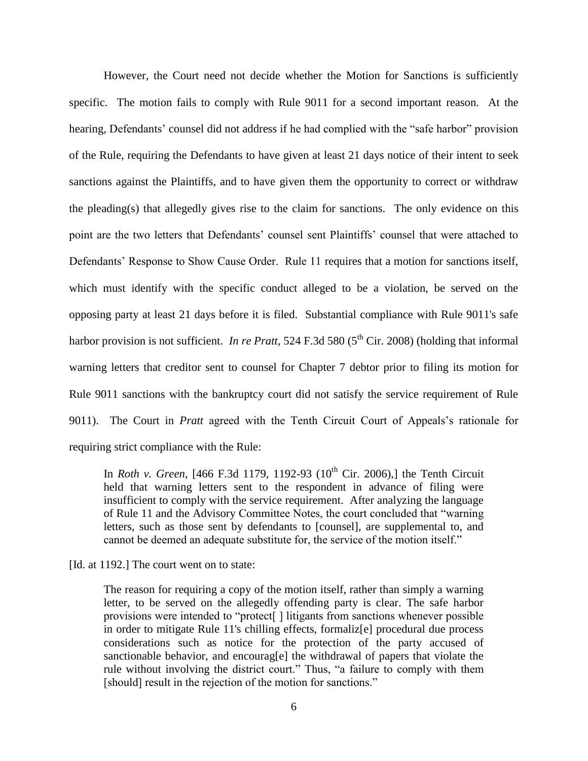However, the Court need not decide whether the Motion for Sanctions is sufficiently specific. The motion fails to comply with Rule 9011 for a second important reason. At the hearing, Defendants' counsel did not address if he had complied with the "safe harbor" provision of the Rule, requiring the Defendants to have given at least 21 days notice of their intent to seek sanctions against the Plaintiffs, and to have given them the opportunity to correct or withdraw the pleading(s) that allegedly gives rise to the claim for sanctions. The only evidence on this point are the two letters that Defendants' counsel sent Plaintiffs' counsel that were attached to Defendants' Response to Show Cause Order. Rule 11 requires that a motion for sanctions itself, which must identify with the specific conduct alleged to be a violation, be served on the opposing party at least 21 days before it is filed. Substantial compliance with Rule 9011's safe harbor provision is not sufficient. *In re Pratt*, 524 F.3d 580 (5th Cir. 2008) (holding that informal warning letters that creditor sent to counsel for Chapter 7 debtor prior to filing its motion for Rule 9011 sanctions with the bankruptcy court did not satisfy the service requirement of Rule 9011). The Court in *Pratt* agreed with the Tenth Circuit Court of Appeals's rationale for requiring strict compliance with the Rule:

> In *Roth v. Green*, [466 F.3d 1179, 1192-93 (10th Cir. 2006),] the Tenth Circuit held that warning letters sent to the respondent in advance of filing were insufficient to comply with the service requirement. After analyzing the language of Rule 11 and the Advisory Committee Notes, the court concluded that "warning letters, such as those sent by defendants to [counsel], are supplemental to, and cannot be deemed an adequate substitute for, the service of the motion itself."

[Id. at 1192.] The court went on to state:

> The reason for requiring a copy of the motion itself, rather than simply a warning letter, to be served on the allegedly offending party is clear. The safe harbor provisions were intended to "protect[ ] litigants from sanctions whenever possible in order to mitigate Rule 11's chilling effects, formaliz[e] procedural due process considerations such as notice for the protection of the party accused of sanctionable behavior, and encourag[e] the withdrawal of papers that violate the rule without involving the district court." Thus, "a failure to comply with them [should] result in the rejection of the motion for sanctions."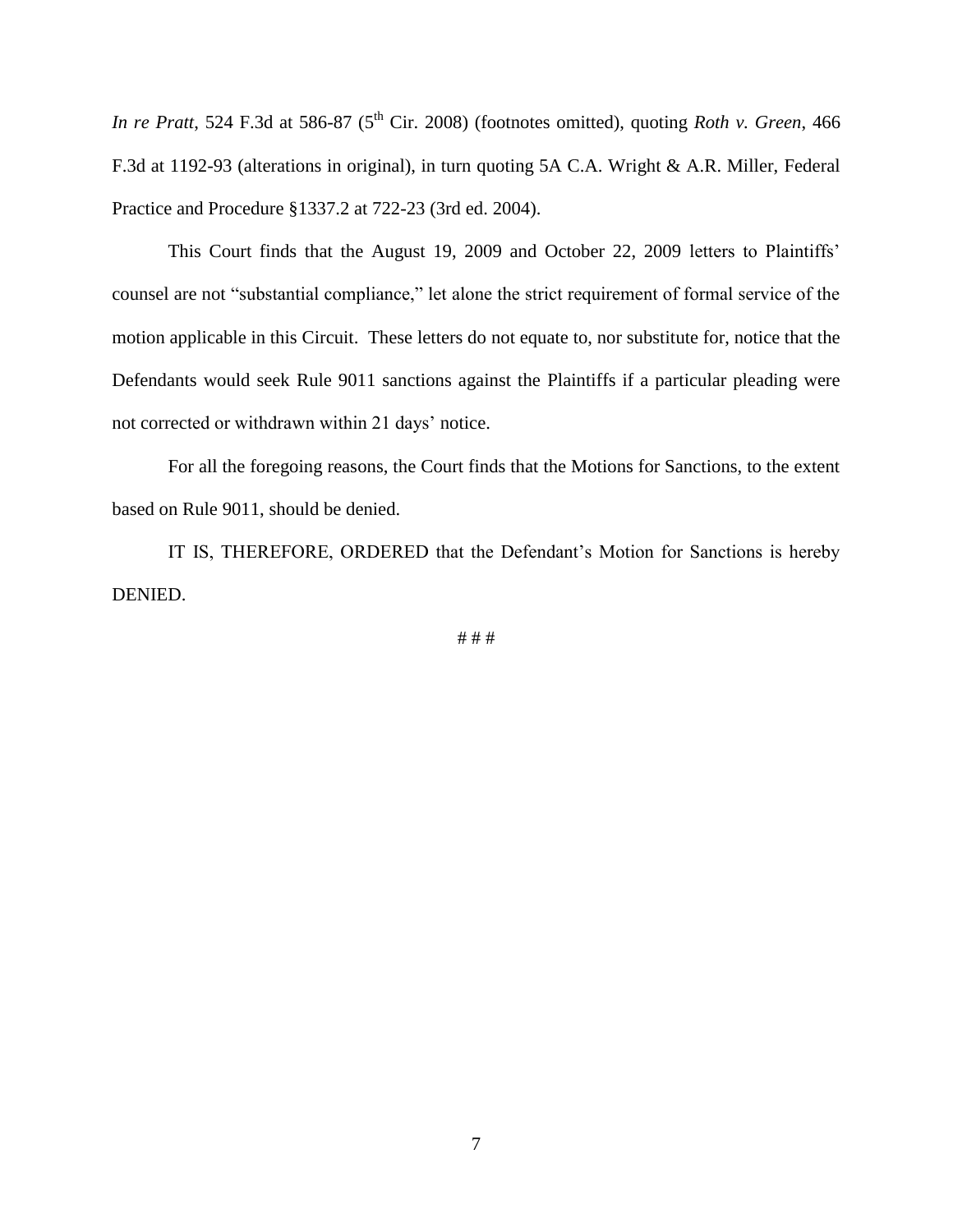*In re Pratt*, 524 F.3d at 586-87 (5th Cir. 2008) (footnotes omitted), quoting *Roth v. Green*, 466 F.3d at 1192-93 (alterations in original), in turn quoting 5A C.A. Wright & A.R. Miller, Federal Practice and Procedure §1337.2 at 722-23 (3rd ed. 2004).

This Court finds that the August 19, 2009 and October 22, 2009 letters to Plaintiffs' counsel are not "substantial compliance," let alone the strict requirement of formal service of the motion applicable in this Circuit. These letters do not equate to, nor substitute for, notice that the Defendants would seek Rule 9011 sanctions against the Plaintiffs if a particular pleading were not corrected or withdrawn within 21 days' notice.

For all the foregoing reasons, the Court finds that the Motions for Sanctions, to the extent based on Rule 9011, should be denied.

IT IS, THEREFORE, ORDERED that the Defendant's Motion for Sanctions is hereby DENIED.

# # #